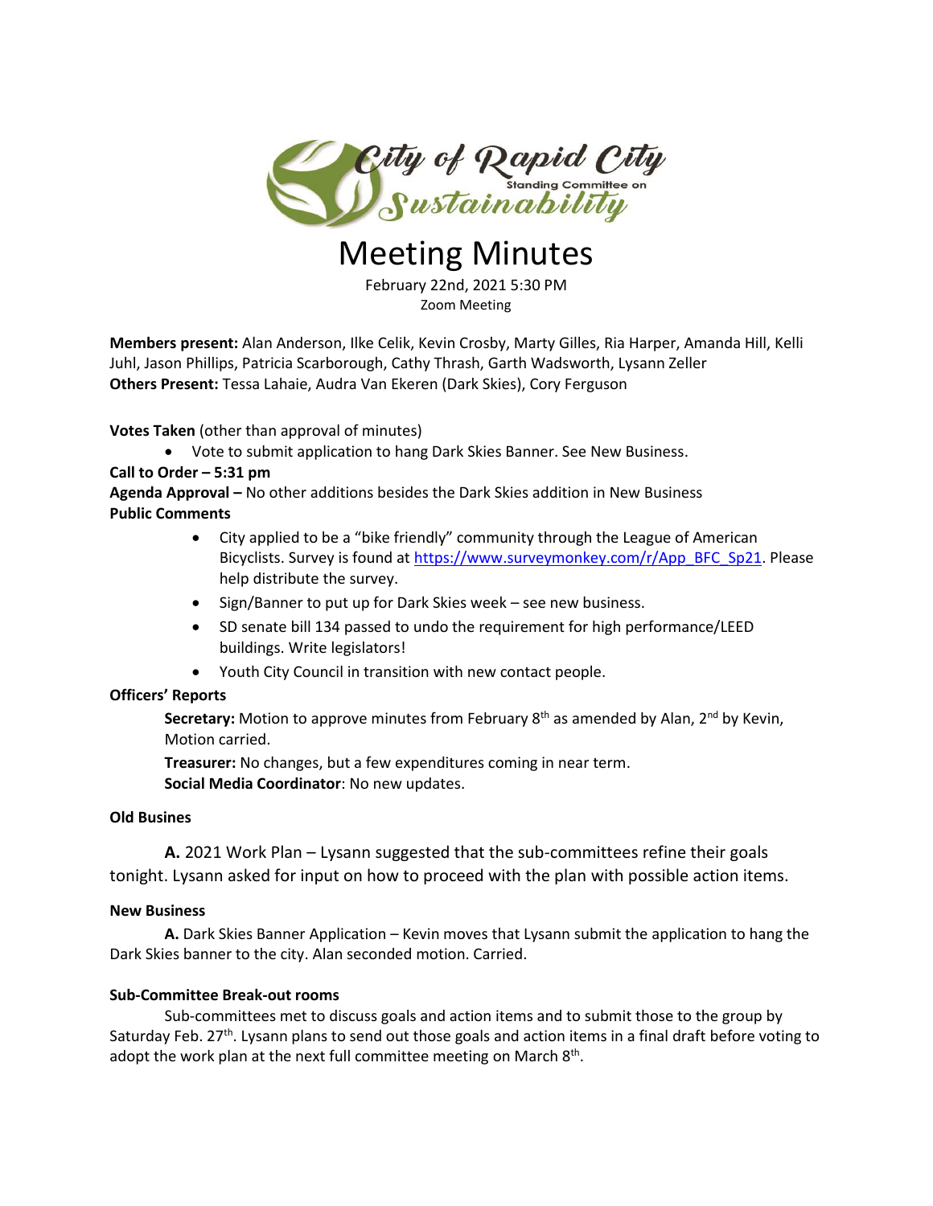City of Rapid City Standing Committee on Sustainability

# Meeting Minutes

February 22nd, 2021 5:30 PM
Zoom Meeting

**Members present:** Alan Anderson, Ilke Celik, Kevin Crosby, Marty Gilles, Ria Harper, Amanda Hill, Kelli Juhl, Jason Phillips, Patricia Scarborough, Cathy Thrash, Garth Wadsworth, Lysann Zeller
**Others Present:** Tessa Lahaie, Audra Van Ekeren (Dark Skies), Cory Ferguson

**Votes Taken** (other than approval of minutes)

- Vote to submit application to hang Dark Skies Banner. See New Business.

**Call to Order – 5:31 pm**
**Agenda Approval –** No other additions besides the Dark Skies addition in New Business
**Public Comments**

- City applied to be a "bike friendly" community through the League of American Bicyclists. Survey is found at https://www.surveymonkey.com/r/App_BFC_Sp21. Please help distribute the survey.
- Sign/Banner to put up for Dark Skies week – see new business.
- SD senate bill 134 passed to undo the requirement for high performance/LEED buildings. Write legislators!
- Youth City Council in transition with new contact people.

**Officers' Reports**

**Secretary:** Motion to approve minutes from February 8th as amended by Alan, 2nd by Kevin, Motion carried.
**Treasurer:** No changes, but a few expenditures coming in near term.
**Social Media Coordinator**: No new updates.

**Old Busines**

**A.** 2021 Work Plan – Lysann suggested that the sub-committees refine their goals tonight. Lysann asked for input on how to proceed with the plan with possible action items.

**New Business**

**A.** Dark Skies Banner Application – Kevin moves that Lysann submit the application to hang the Dark Skies banner to the city. Alan seconded motion. Carried.

**Sub-Committee Break-out rooms**

Sub-committees met to discuss goals and action items and to submit those to the group by Saturday Feb. 27th. Lysann plans to send out those goals and action items in a final draft before voting to adopt the work plan at the next full committee meeting on March 8th.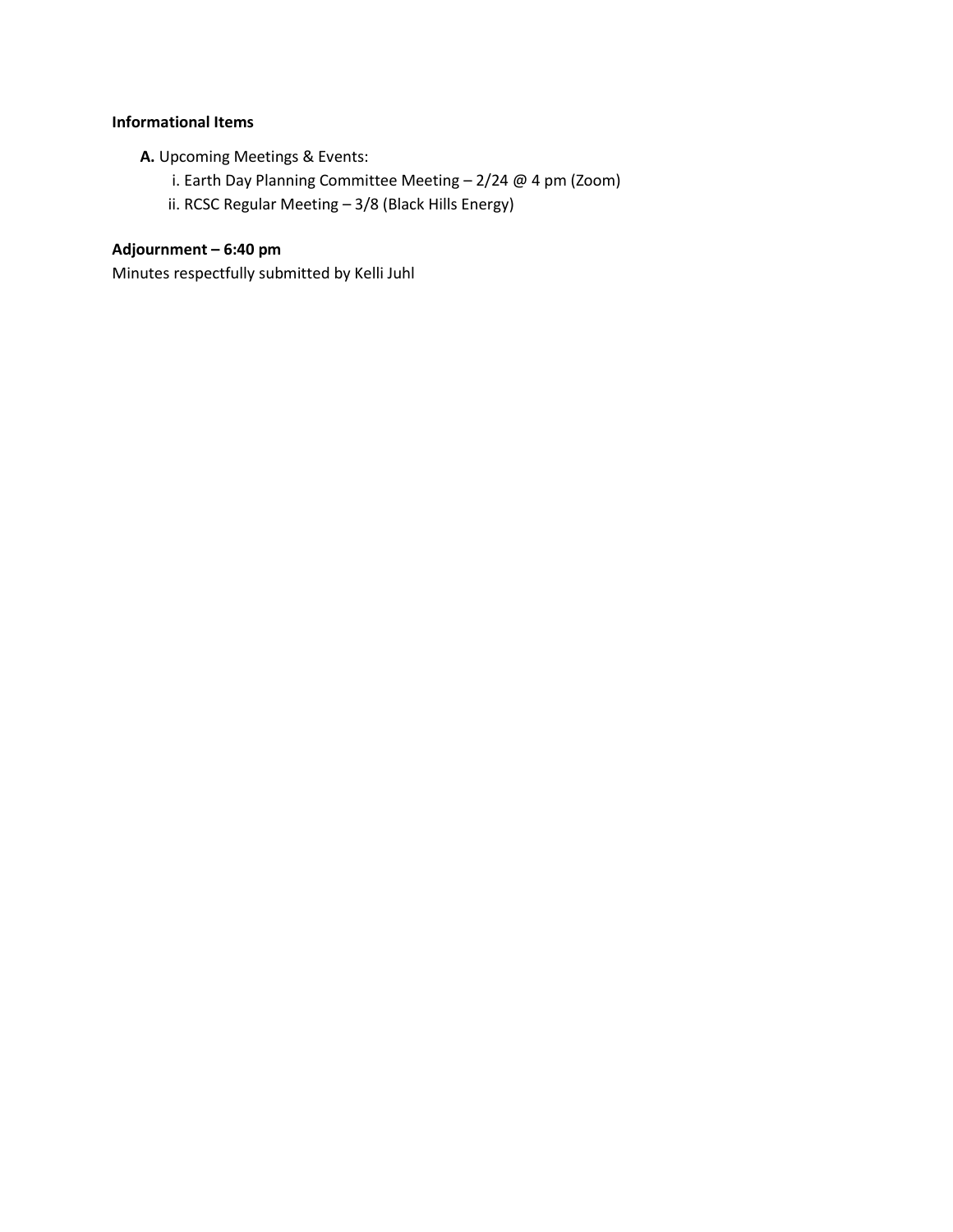**Informational Items**

**A.** Upcoming Meetings & Events:

i. Earth Day Planning Committee Meeting – 2/24 @ 4 pm (Zoom)

ii. RCSC Regular Meeting – 3/8 (Black Hills Energy)

**Adjournment – 6:40 pm**

Minutes respectfully submitted by Kelli Juhl